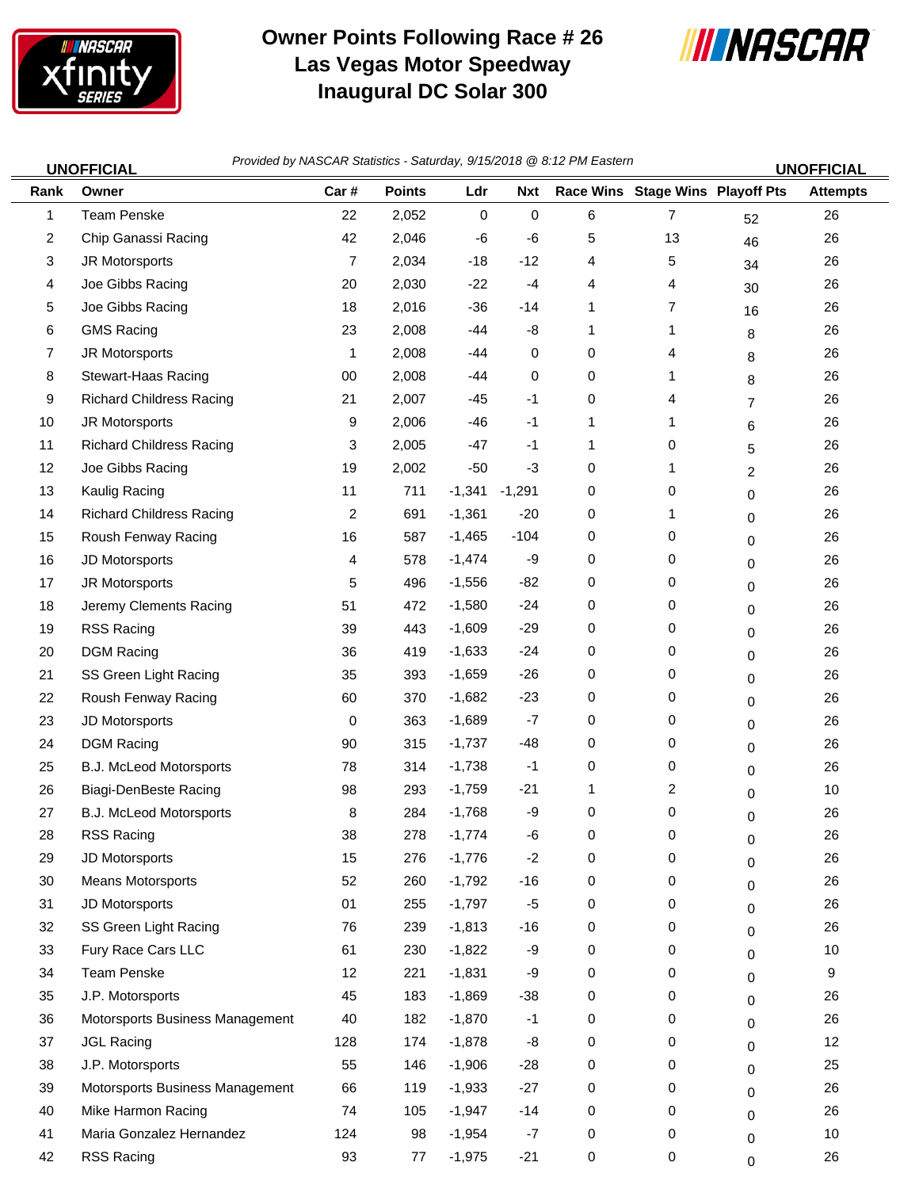# Owner Points Following Race # 26
# Las Vegas Motor Speedway
# Inaugural DC Solar 300

**UNOFFICIAL** *Provided by NASCAR Statistics - Saturday, 9/15/2018 @ 8:12 PM Eastern* **UNOFFICIAL**

| Rank | Owner | Car # | Points | Ldr | Nxt | Race Wins | Stage Wins | Playoff Pts | Attempts |
|---|---|---|---|---|---|---|---|---|---|
| 1 | Team Penske | 22 | 2,052 | 0 | 0 | 6 | 7 | 52 | 26 |
| 2 | Chip Ganassi Racing | 42 | 2,046 | -6 | -6 | 5 | 13 | 46 | 26 |
| 3 | JR Motorsports | 7 | 2,034 | -18 | -12 | 4 | 5 | 34 | 26 |
| 4 | Joe Gibbs Racing | 20 | 2,030 | -22 | -4 | 4 | 4 | 30 | 26 |
| 5 | Joe Gibbs Racing | 18 | 2,016 | -36 | -14 | 1 | 7 | 16 | 26 |
| 6 | GMS Racing | 23 | 2,008 | -44 | -8 | 1 | 1 | 8 | 26 |
| 7 | JR Motorsports | 1 | 2,008 | -44 | 0 | 0 | 4 | 8 | 26 |
| 8 | Stewart-Haas Racing | 00 | 2,008 | -44 | 0 | 0 | 1 | 8 | 26 |
| 9 | Richard Childress Racing | 21 | 2,007 | -45 | -1 | 0 | 4 | 7 | 26 |
| 10 | JR Motorsports | 9 | 2,006 | -46 | -1 | 1 | 1 | 6 | 26 |
| 11 | Richard Childress Racing | 3 | 2,005 | -47 | -1 | 1 | 0 | 5 | 26 |
| 12 | Joe Gibbs Racing | 19 | 2,002 | -50 | -3 | 0 | 1 | 2 | 26 |
| 13 | Kaulig Racing | 11 | 711 | -1,341 | -1,291 | 0 | 0 | 0 | 26 |
| 14 | Richard Childress Racing | 2 | 691 | -1,361 | -20 | 0 | 1 | 0 | 26 |
| 15 | Roush Fenway Racing | 16 | 587 | -1,465 | -104 | 0 | 0 | 0 | 26 |
| 16 | JD Motorsports | 4 | 578 | -1,474 | -9 | 0 | 0 | 0 | 26 |
| 17 | JR Motorsports | 5 | 496 | -1,556 | -82 | 0 | 0 | 0 | 26 |
| 18 | Jeremy Clements Racing | 51 | 472 | -1,580 | -24 | 0 | 0 | 0 | 26 |
| 19 | RSS Racing | 39 | 443 | -1,609 | -29 | 0 | 0 | 0 | 26 |
| 20 | DGM Racing | 36 | 419 | -1,633 | -24 | 0 | 0 | 0 | 26 |
| 21 | SS Green Light Racing | 35 | 393 | -1,659 | -26 | 0 | 0 | 0 | 26 |
| 22 | Roush Fenway Racing | 60 | 370 | -1,682 | -23 | 0 | 0 | 0 | 26 |
| 23 | JD Motorsports | 0 | 363 | -1,689 | -7 | 0 | 0 | 0 | 26 |
| 24 | DGM Racing | 90 | 315 | -1,737 | -48 | 0 | 0 | 0 | 26 |
| 25 | B.J. McLeod Motorsports | 78 | 314 | -1,738 | -1 | 0 | 0 | 0 | 26 |
| 26 | Biagi-DenBeste Racing | 98 | 293 | -1,759 | -21 | 1 | 2 | 0 | 10 |
| 27 | B.J. McLeod Motorsports | 8 | 284 | -1,768 | -9 | 0 | 0 | 0 | 26 |
| 28 | RSS Racing | 38 | 278 | -1,774 | -6 | 0 | 0 | 0 | 26 |
| 29 | JD Motorsports | 15 | 276 | -1,776 | -2 | 0 | 0 | 0 | 26 |
| 30 | Means Motorsports | 52 | 260 | -1,792 | -16 | 0 | 0 | 0 | 26 |
| 31 | JD Motorsports | 01 | 255 | -1,797 | -5 | 0 | 0 | 0 | 26 |
| 32 | SS Green Light Racing | 76 | 239 | -1,813 | -16 | 0 | 0 | 0 | 26 |
| 33 | Fury Race Cars LLC | 61 | 230 | -1,822 | -9 | 0 | 0 | 0 | 10 |
| 34 | Team Penske | 12 | 221 | -1,831 | -9 | 0 | 0 | 0 | 9 |
| 35 | J.P. Motorsports | 45 | 183 | -1,869 | -38 | 0 | 0 | 0 | 26 |
| 36 | Motorsports Business Management | 40 | 182 | -1,870 | -1 | 0 | 0 | 0 | 26 |
| 37 | JGL Racing | 128 | 174 | -1,878 | -8 | 0 | 0 | 0 | 12 |
| 38 | J.P. Motorsports | 55 | 146 | -1,906 | -28 | 0 | 0 | 0 | 25 |
| 39 | Motorsports Business Management | 66 | 119 | -1,933 | -27 | 0 | 0 | 0 | 26 |
| 40 | Mike Harmon Racing | 74 | 105 | -1,947 | -14 | 0 | 0 | 0 | 26 |
| 41 | Maria Gonzalez Hernandez | 124 | 98 | -1,954 | -7 | 0 | 0 | 0 | 10 |
| 42 | RSS Racing | 93 | 77 | -1,975 | -21 | 0 | 0 | 0 | 26 |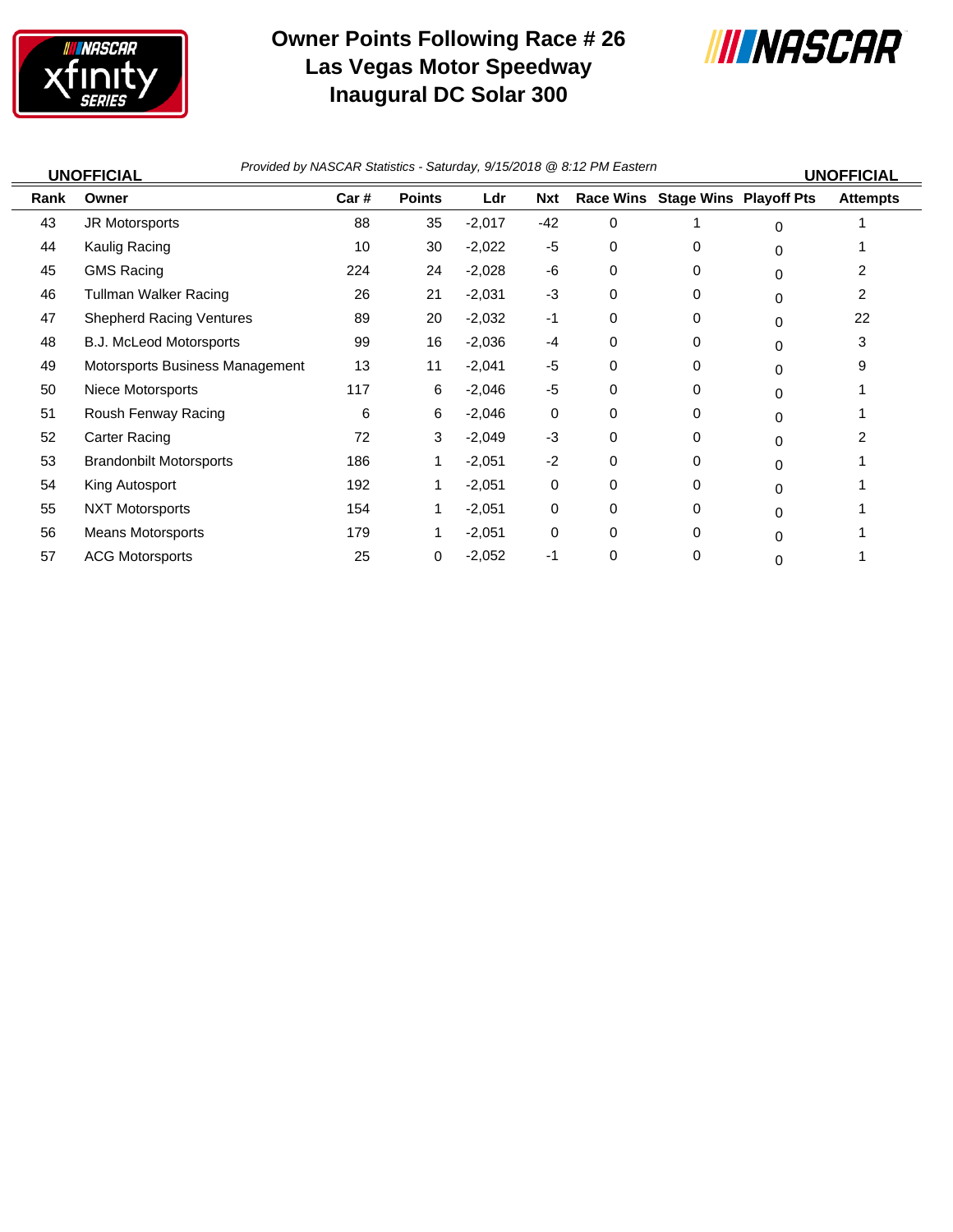# Owner Points Following Race # 26
## Las Vegas Motor Speedway
## Inaugural DC Solar 300

**UNOFFICIAL** *Provided by NASCAR Statistics - Saturday, 9/15/2018 @ 8:12 PM Eastern* **UNOFFICIAL**

| Rank | Owner | Car # | Points | Ldr | Nxt | Race Wins | Stage Wins | Playoff Pts | Attempts |
|---|---|---|---|---|---|---|---|---|---|
| 43 | JR Motorsports | 88 | 35 | -2,017 | -42 | 0 | 1 | 0 | 1 |
| 44 | Kaulig Racing | 10 | 30 | -2,022 | -5 | 0 | 0 | 0 | 1 |
| 45 | GMS Racing | 224 | 24 | -2,028 | -6 | 0 | 0 | 0 | 2 |
| 46 | Tullman Walker Racing | 26 | 21 | -2,031 | -3 | 0 | 0 | 0 | 2 |
| 47 | Shepherd Racing Ventures | 89 | 20 | -2,032 | -1 | 0 | 0 | 0 | 22 |
| 48 | B.J. McLeod Motorsports | 99 | 16 | -2,036 | -4 | 0 | 0 | 0 | 3 |
| 49 | Motorsports Business Management | 13 | 11 | -2,041 | -5 | 0 | 0 | 0 | 9 |
| 50 | Niece Motorsports | 117 | 6 | -2,046 | -5 | 0 | 0 | 0 | 1 |
| 51 | Roush Fenway Racing | 6 | 6 | -2,046 | 0 | 0 | 0 | 0 | 1 |
| 52 | Carter Racing | 72 | 3 | -2,049 | -3 | 0 | 0 | 0 | 2 |
| 53 | Brandonbilt Motorsports | 186 | 1 | -2,051 | -2 | 0 | 0 | 0 | 1 |
| 54 | King Autosport | 192 | 1 | -2,051 | 0 | 0 | 0 | 0 | 1 |
| 55 | NXT Motorsports | 154 | 1 | -2,051 | 0 | 0 | 0 | 0 | 1 |
| 56 | Means Motorsports | 179 | 1 | -2,051 | 0 | 0 | 0 | 0 | 1 |
| 57 | ACG Motorsports | 25 | 0 | -2,052 | -1 | 0 | 0 | 0 | 1 |